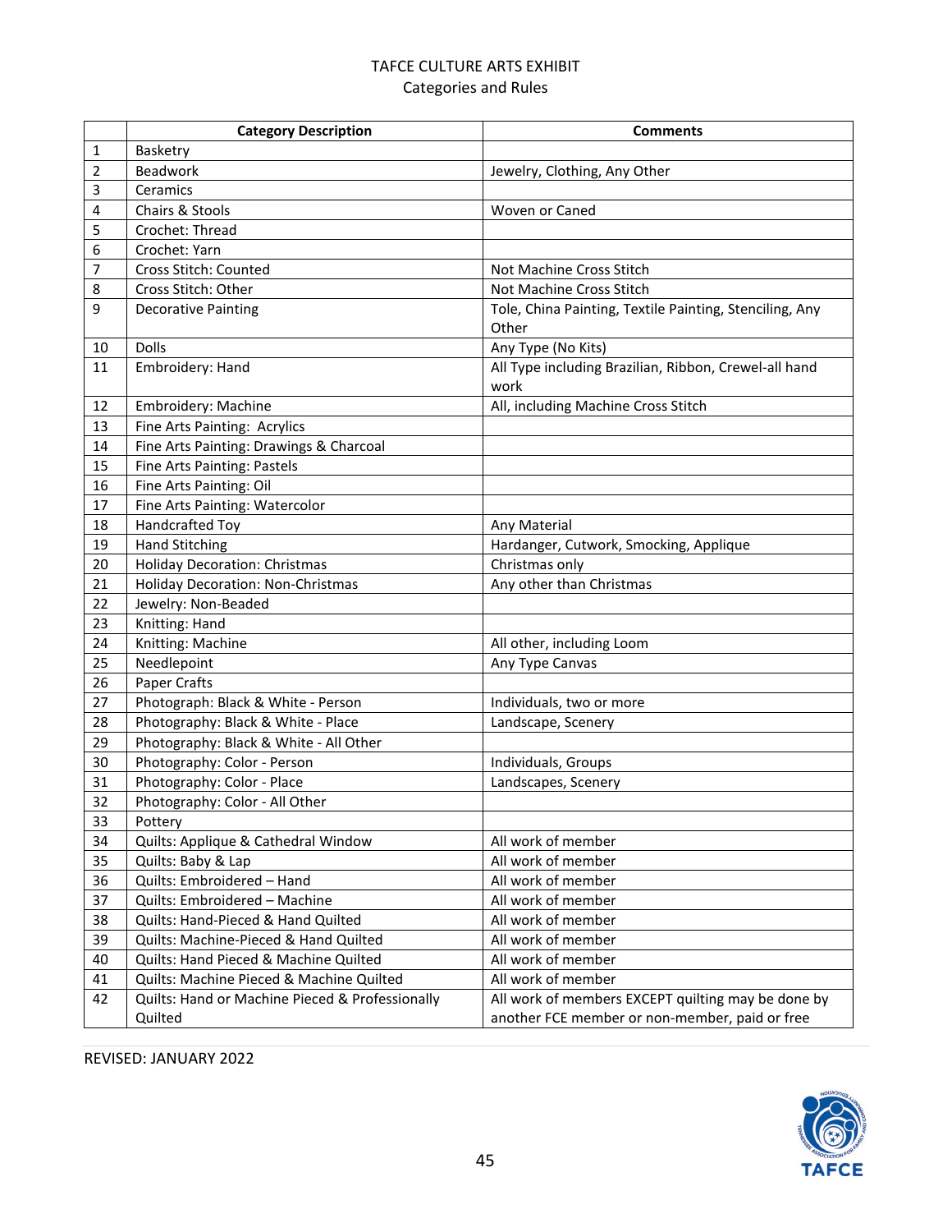# TAFCE CULTURE ARTS EXHIBIT

## Categories and Rules

| | Category Description | Comments |
|---|---|---|
| 1 | Basketry | |
| 2 | Beadwork | Jewelry, Clothing, Any Other |
| 3 | Ceramics | |
| 4 | Chairs & Stools | Woven or Caned |
| 5 | Crochet: Thread | |
| 6 | Crochet: Yarn | |
| 7 | Cross Stitch: Counted | Not Machine Cross Stitch |
| 8 | Cross Stitch: Other | Not Machine Cross Stitch |
| 9 | Decorative Painting | Tole, China Painting, Textile Painting, Stenciling, Any Other |
| 10 | Dolls | Any Type (No Kits) |
| 11 | Embroidery: Hand | All Type including Brazilian, Ribbon, Crewel-all hand work |
| 12 | Embroidery: Machine | All, including Machine Cross Stitch |
| 13 | Fine Arts Painting: Acrylics | |
| 14 | Fine Arts Painting: Drawings & Charcoal | |
| 15 | Fine Arts Painting: Pastels | |
| 16 | Fine Arts Painting: Oil | |
| 17 | Fine Arts Painting: Watercolor | |
| 18 | Handcrafted Toy | Any Material |
| 19 | Hand Stitching | Hardanger, Cutwork, Smocking, Applique |
| 20 | Holiday Decoration: Christmas | Christmas only |
| 21 | Holiday Decoration: Non-Christmas | Any other than Christmas |
| 22 | Jewelry: Non-Beaded | |
| 23 | Knitting: Hand | |
| 24 | Knitting: Machine | All other, including Loom |
| 25 | Needlepoint | Any Type Canvas |
| 26 | Paper Crafts | |
| 27 | Photograph: Black & White - Person | Individuals, two or more |
| 28 | Photography: Black & White - Place | Landscape, Scenery |
| 29 | Photography: Black & White - All Other | |
| 30 | Photography: Color - Person | Individuals, Groups |
| 31 | Photography: Color - Place | Landscapes, Scenery |
| 32 | Photography: Color - All Other | |
| 33 | Pottery | |
| 34 | Quilts: Applique & Cathedral Window | All work of member |
| 35 | Quilts: Baby & Lap | All work of member |
| 36 | Quilts: Embroidered – Hand | All work of member |
| 37 | Quilts: Embroidered – Machine | All work of member |
| 38 | Quilts: Hand-Pieced & Hand Quilted | All work of member |
| 39 | Quilts: Machine-Pieced & Hand Quilted | All work of member |
| 40 | Quilts: Hand Pieced & Machine Quilted | All work of member |
| 41 | Quilts: Machine Pieced & Machine Quilted | All work of member |
| 42 | Quilts: Hand or Machine Pieced & Professionally Quilted | All work of members EXCEPT quilting may be done by another FCE member or non-member, paid or free |

REVISED: JANUARY 2022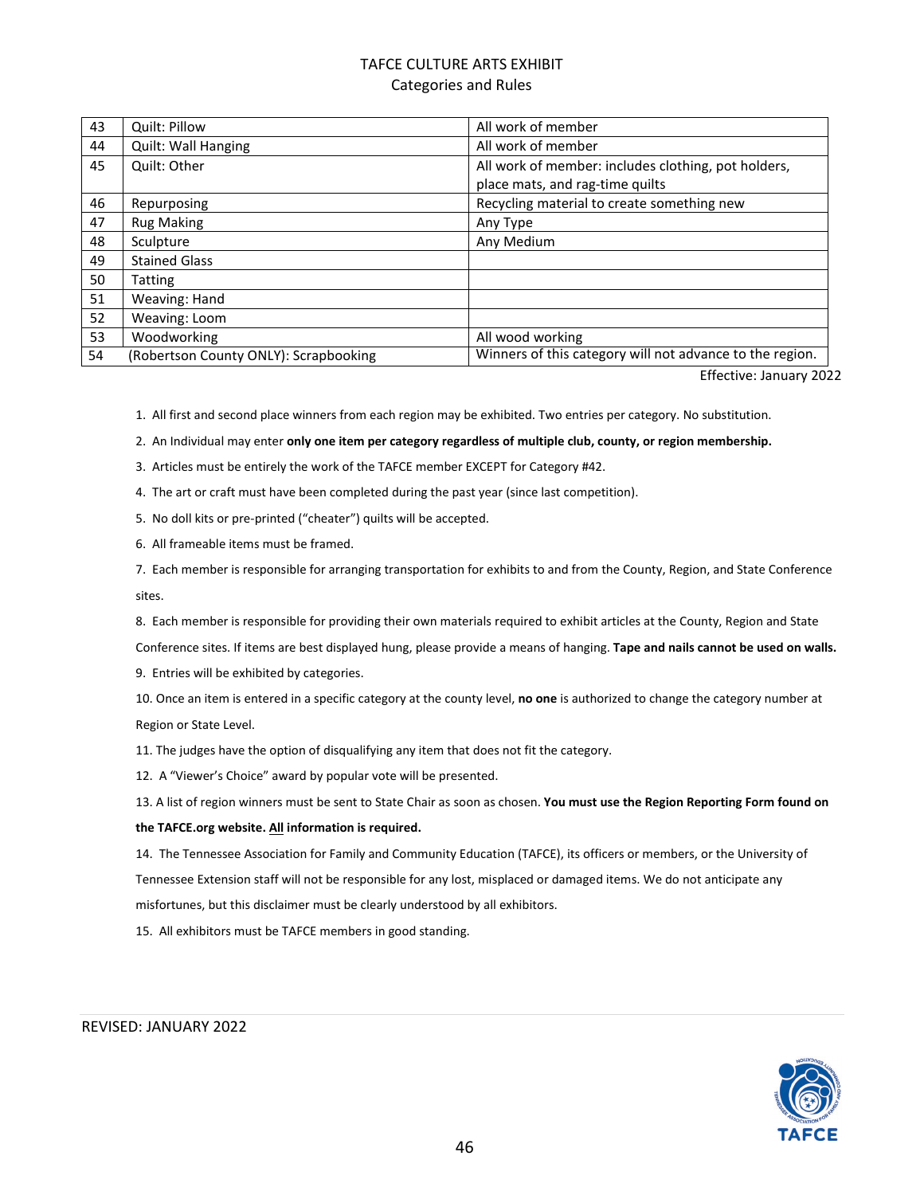TAFCE CULTURE ARTS EXHIBIT
Categories and Rules

| | | |
|---|---|---|
| 43 | Quilt: Pillow | All work of member |
| 44 | Quilt: Wall Hanging | All work of member |
| 45 | Quilt: Other | All work of member: includes clothing, pot holders, place mats, and rag-time quilts |
| 46 | Repurposing | Recycling material to create something new |
| 47 | Rug Making | Any Type |
| 48 | Sculpture | Any Medium |
| 49 | Stained Glass | |
| 50 | Tatting | |
| 51 | Weaving: Hand | |
| 52 | Weaving: Loom | |
| 53 | Woodworking | All wood working |
| 54 | (Robertson County ONLY): Scrapbooking | Winners of this category will not advance to the region. |

Effective: January 2022

1. All first and second place winners from each region may be exhibited. Two entries per category. No substitution.
2. An Individual may enter **only one item per category regardless of multiple club, county, or region membership.**
3. Articles must be entirely the work of the TAFCE member EXCEPT for Category #42.
4. The art or craft must have been completed during the past year (since last competition).
5. No doll kits or pre-printed ("cheater") quilts will be accepted.
6. All frameable items must be framed.
7. Each member is responsible for arranging transportation for exhibits to and from the County, Region, and State Conference sites.
8. Each member is responsible for providing their own materials required to exhibit articles at the County, Region and State Conference sites. If items are best displayed hung, please provide a means of hanging. **Tape and nails cannot be used on walls.**
9. Entries will be exhibited by categories.
10. Once an item is entered in a specific category at the county level, **no one** is authorized to change the category number at Region or State Level.
11. The judges have the option of disqualifying any item that does not fit the category.
12. A "Viewer's Choice" award by popular vote will be presented.
13. A list of region winners must be sent to State Chair as soon as chosen. **You must use the Region Reporting Form found on the TAFCE.org website. All information is required.**
14. The Tennessee Association for Family and Community Education (TAFCE), its officers or members, or the University of Tennessee Extension staff will not be responsible for any lost, misplaced or damaged items. We do not anticipate any misfortunes, but this disclaimer must be clearly understood by all exhibitors.
15. All exhibitors must be TAFCE members in good standing.

REVISED: JANUARY 2022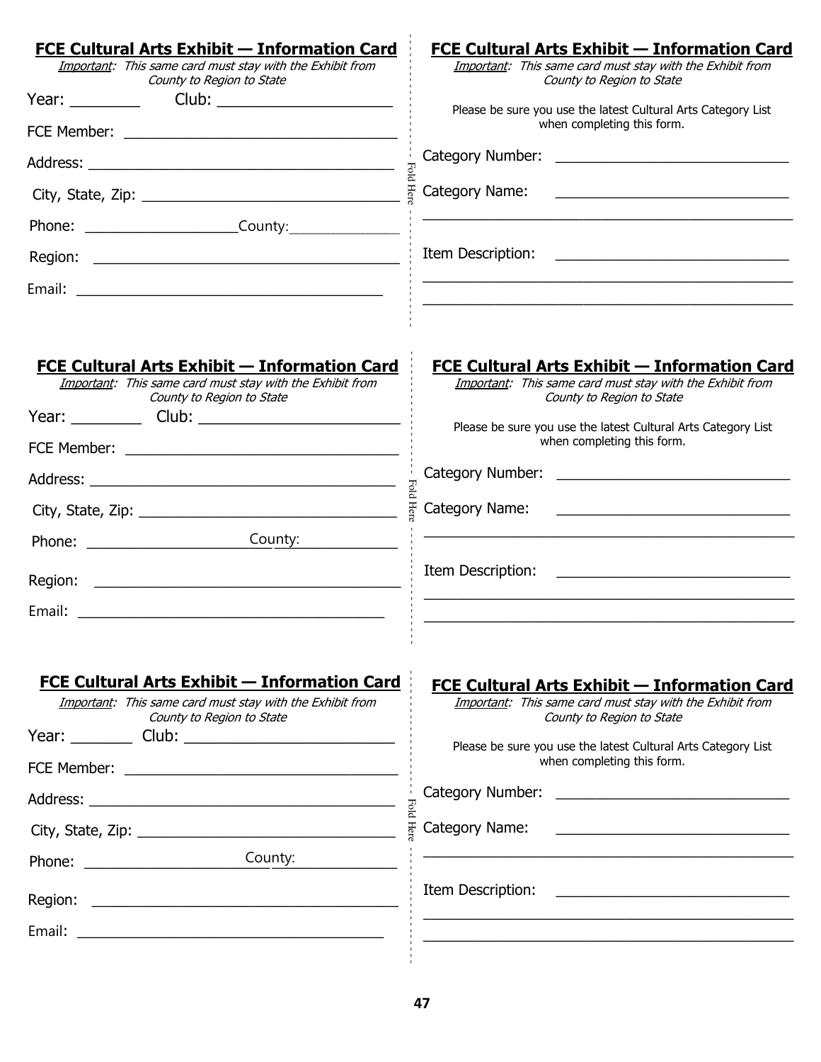**FCE Cultural Arts Exhibit — Information Card**

*Important: This same card must stay with the Exhibit from County to Region to State*

Year: ________ Club: ____________________

FCE Member: ________________________________

Address: ____________________________________

City, State, Zip: _____________________________

Phone: __________________County:______________

Region: ____________________________________

Email: ____________________________________

Fold Here

**FCE Cultural Arts Exhibit — Information Card**

*Important: This same card must stay with the Exhibit from County to Region to State*

Please be sure you use the latest Cultural Arts Category List when completing this form.

Category Number: ___________________________

Category Name: ___________________________

_____________________________________________

Item Description: ___________________________

_____________________________________________

_____________________________________________

**FCE Cultural Arts Exhibit — Information Card**

*Important: This same card must stay with the Exhibit from County to Region to State*

Year: ________ Club: ______________________

FCE Member: ________________________________

Address: ____________________________________

City, State, Zip: _____________________________

Phone: ____________________County:_____________

Region: ____________________________________

Email: ____________________________________

Fold Here

**FCE Cultural Arts Exhibit — Information Card**

*Important: This same card must stay with the Exhibit from County to Region to State*

Please be sure you use the latest Cultural Arts Category List when completing this form.

Category Number: ___________________________

Category Name: ___________________________

_____________________________________________

Item Description: ___________________________

_____________________________________________

_____________________________________________

**FCE Cultural Arts Exhibit — Information Card**

*Important: This same card must stay with the Exhibit from County to Region to State*

Year: _______ Club: _______________________

FCE Member: ________________________________

Address: ____________________________________

City, State, Zip: _____________________________

Phone: ____________________County:_____________

Region: ____________________________________

Email: ____________________________________

Fold Here

**FCE Cultural Arts Exhibit — Information Card**

*Important: This same card must stay with the Exhibit from County to Region to State*

Please be sure you use the latest Cultural Arts Category List when completing this form.

Category Number: ___________________________

Category Name: ___________________________

_____________________________________________

Item Description: ___________________________

_____________________________________________

_____________________________________________